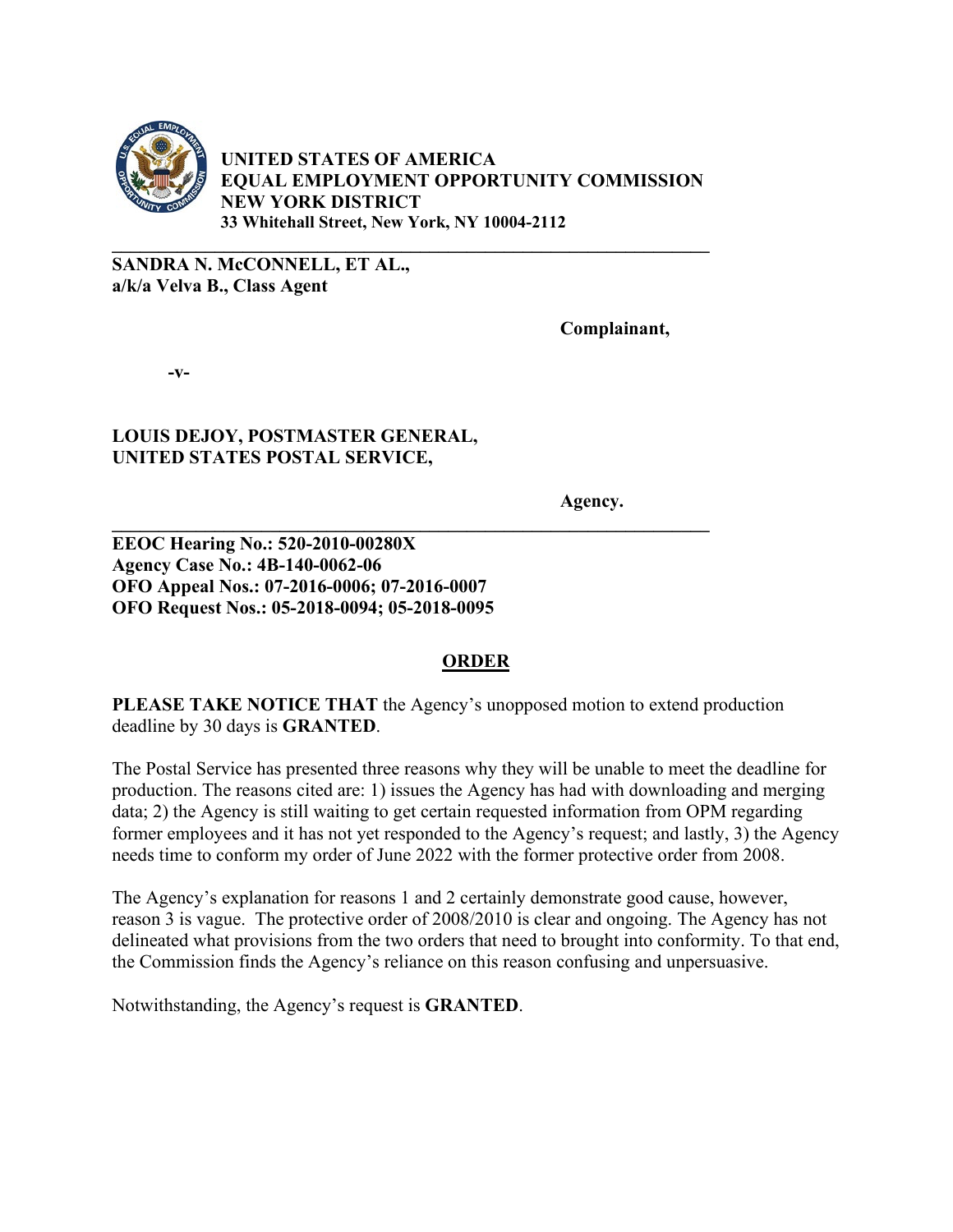**UNITED STATES OF AMERICA**
**EQUAL EMPLOYMENT OPPORTUNITY COMMISSION**
**NEW YORK DISTRICT**
**33 Whitehall Street, New York, NY 10004-2112**

---

**SANDRA N. McCONNELL, ET AL.,**
**a/k/a Velva B., Class Agent**

**Complainant,**

**-v-**

**LOUIS DEJOY, POSTMASTER GENERAL,**
**UNITED STATES POSTAL SERVICE,**

**Agency.**

---

**EEOC Hearing No.: 520-2010-00280X**
**Agency Case No.: 4B-140-0062-06**
**OFO Appeal Nos.: 07-2016-0006; 07-2016-0007**
**OFO Request Nos.: 05-2018-0094; 05-2018-0095**

## ORDER

**PLEASE TAKE NOTICE THAT** the Agency's unopposed motion to extend production deadline by 30 days is **GRANTED**.

The Postal Service has presented three reasons why they will be unable to meet the deadline for production. The reasons cited are: 1) issues the Agency has had with downloading and merging data; 2) the Agency is still waiting to get certain requested information from OPM regarding former employees and it has not yet responded to the Agency's request; and lastly, 3) the Agency needs time to conform my order of June 2022 with the former protective order from 2008.

The Agency's explanation for reasons 1 and 2 certainly demonstrate good cause, however, reason 3 is vague. The protective order of 2008/2010 is clear and ongoing. The Agency has not delineated what provisions from the two orders that need to brought into conformity. To that end, the Commission finds the Agency's reliance on this reason confusing and unpersuasive.

Notwithstanding, the Agency's request is **GRANTED**.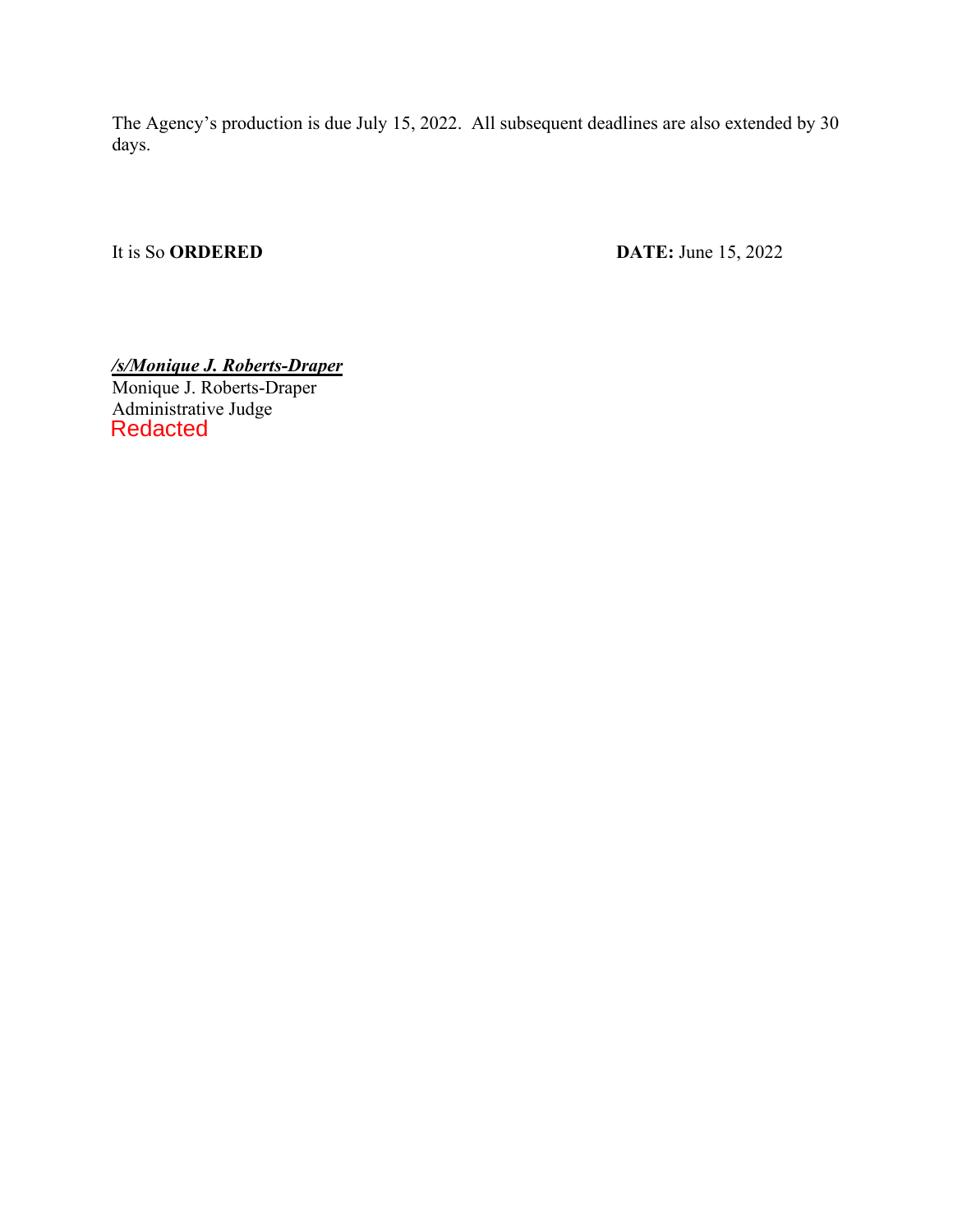The Agency's production is due July 15, 2022. All subsequent deadlines are also extended by 30 days.

It is So **ORDERED** **DATE:** June 15, 2022

***/s/Monique J. Roberts-Draper***
Monique J. Roberts-Draper
Administrative Judge
Redacted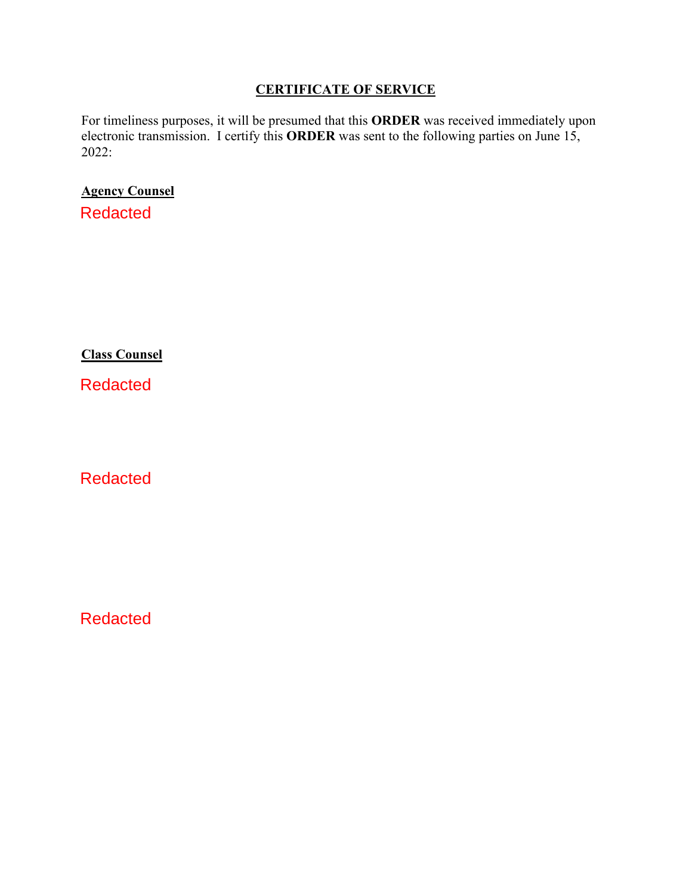# CERTIFICATE OF SERVICE

For timeliness purposes, it will be presumed that this **ORDER** was received immediately upon electronic transmission. I certify this **ORDER** was sent to the following parties on June 15, 2022:

**Agency Counsel**

Redacted

**Class Counsel**

Redacted

Redacted

Redacted